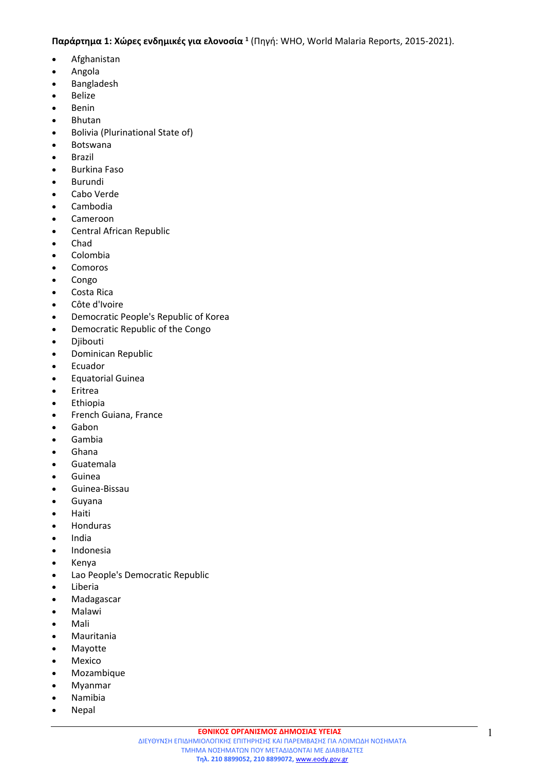**Παράρτημα 1: Χώρες ενδημικές για ελονοσία [1]** (Πηγή: WHO, World Malaria Reports, 2015-2021).

- Afghanistan
- Angola
- Bangladesh
- Belize
- Benin
- Bhutan
- Bolivia (Plurinational State of)
- Botswana
- Brazil
- Burkina Faso
- Burundi
- Cabo Verde
- Cambodia
- Cameroon
- Central African Republic
- Chad
- Colombia
- Comoros
- Congo
- Costa Rica
- Côte d'Ivoire
- Democratic People's Republic of Korea
- Democratic Republic of the Congo
- Djibouti
- Dominican Republic
- Ecuador
- Equatorial Guinea
- Eritrea
- Ethiopia
- French Guiana, France
- Gabon
- Gambia
- Ghana
- Guatemala
- Guinea
- Guinea-Bissau
- Guyana
- Haiti
- Honduras
- India
- Indonesia
- Kenya
- Lao People's Democratic Republic
- Liberia
- Madagascar
- Malawi
- Mali
- Mauritania
- Mayotte
- Mexico
- Mozambique
- Myanmar
- Namibia
- Nepal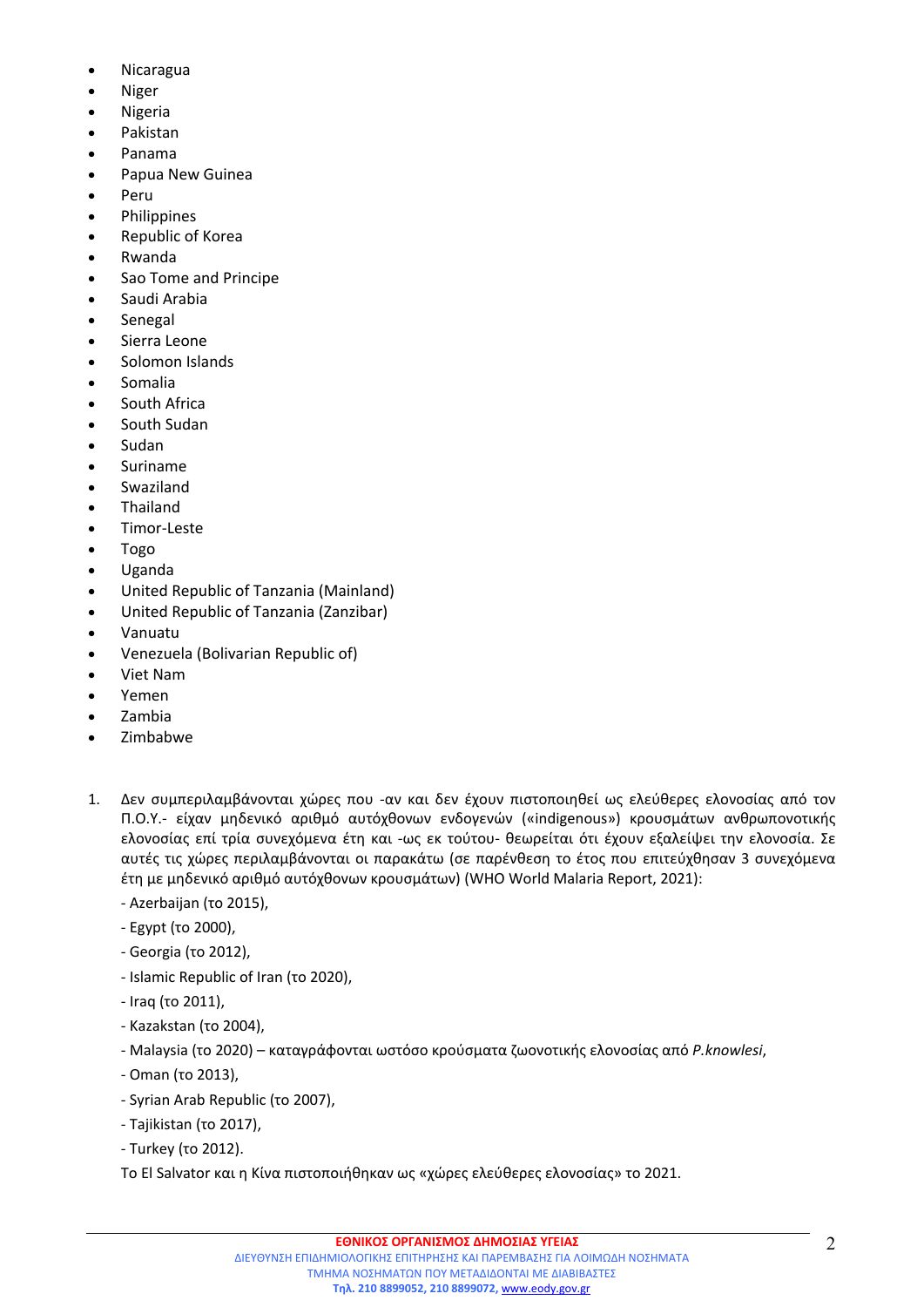- Nicaragua
- Niger
- Nigeria
- Pakistan
- Panama
- Papua New Guinea
- Peru
- Philippines
- Republic of Korea
- Rwanda
- Sao Tome and Principe
- Saudi Arabia
- Senegal
- Sierra Leone
- Solomon Islands
- Somalia
- South Africa
- South Sudan
- Sudan
- Suriname
- Swaziland
- Thailand
- Timor-Leste
- Togo
- Uganda
- United Republic of Tanzania (Mainland)
- United Republic of Tanzania (Zanzibar)
- Vanuatu
- Venezuela (Bolivarian Republic of)
- Viet Nam
- Yemen
- Zambia
- Zimbabwe

1. Δεν συμπεριλαμβάνονται χώρες που -αν και δεν έχουν πιστοποιηθεί ως ελεύθερες ελονοσίας από τον Π.Ο.Υ.- είχαν μηδενικό αριθμό αυτόχθονων ενδογενών («indigenous») κρουσμάτων ανθρωπονοτικής ελονοσίας επί τρία συνεχόμενα έτη και -ως εκ τούτου- θεωρείται ότι έχουν εξαλείψει την ελονοσία. Σε αυτές τις χώρες περιλαμβάνονται οι παρακάτω (σε παρένθεση το έτος που επιτεύχθησαν 3 συνεχόμενα έτη με μηδενικό αριθμό αυτόχθονων κρουσμάτων) (WHO World Malaria Report, 2021):

   - Azerbaijan (το 2015),
   - Egypt (το 2000),
   - Georgia (το 2012),
   - Islamic Republic of Iran (το 2020),
   - Iraq (το 2011),
   - Kazakstan (το 2004),
   - Malaysia (το 2020) – καταγράφονται ωστόσο κρούσματα ζωονοτικής ελονοσίας από *P.knowlesi*,
   - Oman (το 2013),
   - Syrian Arab Republic (το 2007),
   - Tajikistan (το 2017),
   - Turkey (το 2012).

   Το El Salvator και η Κίνα πιστοποιήθηκαν ως «χώρες ελεύθερες ελονοσίας» το 2021.